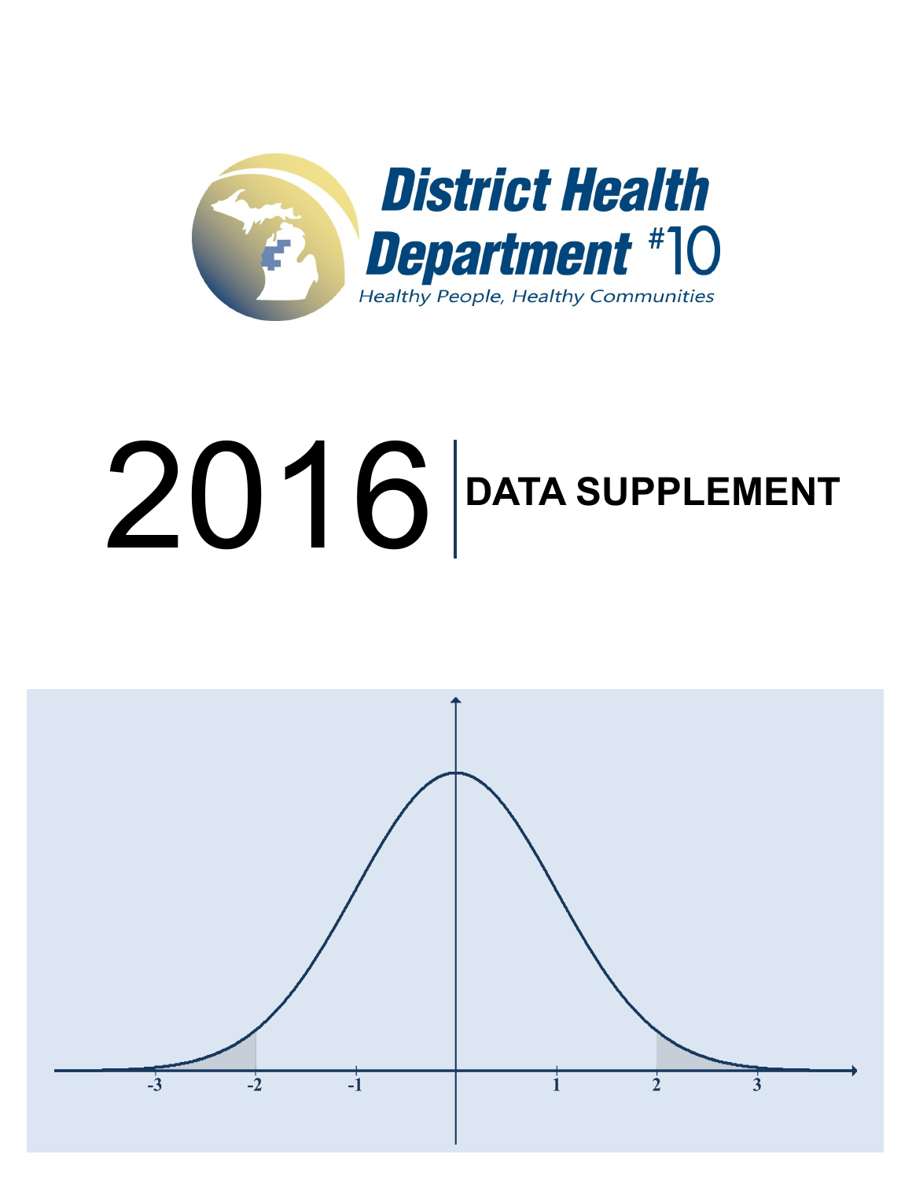# District Health Department #10

*Healthy People, Healthy Communities*

# 2016 | DATA SUPPLEMENT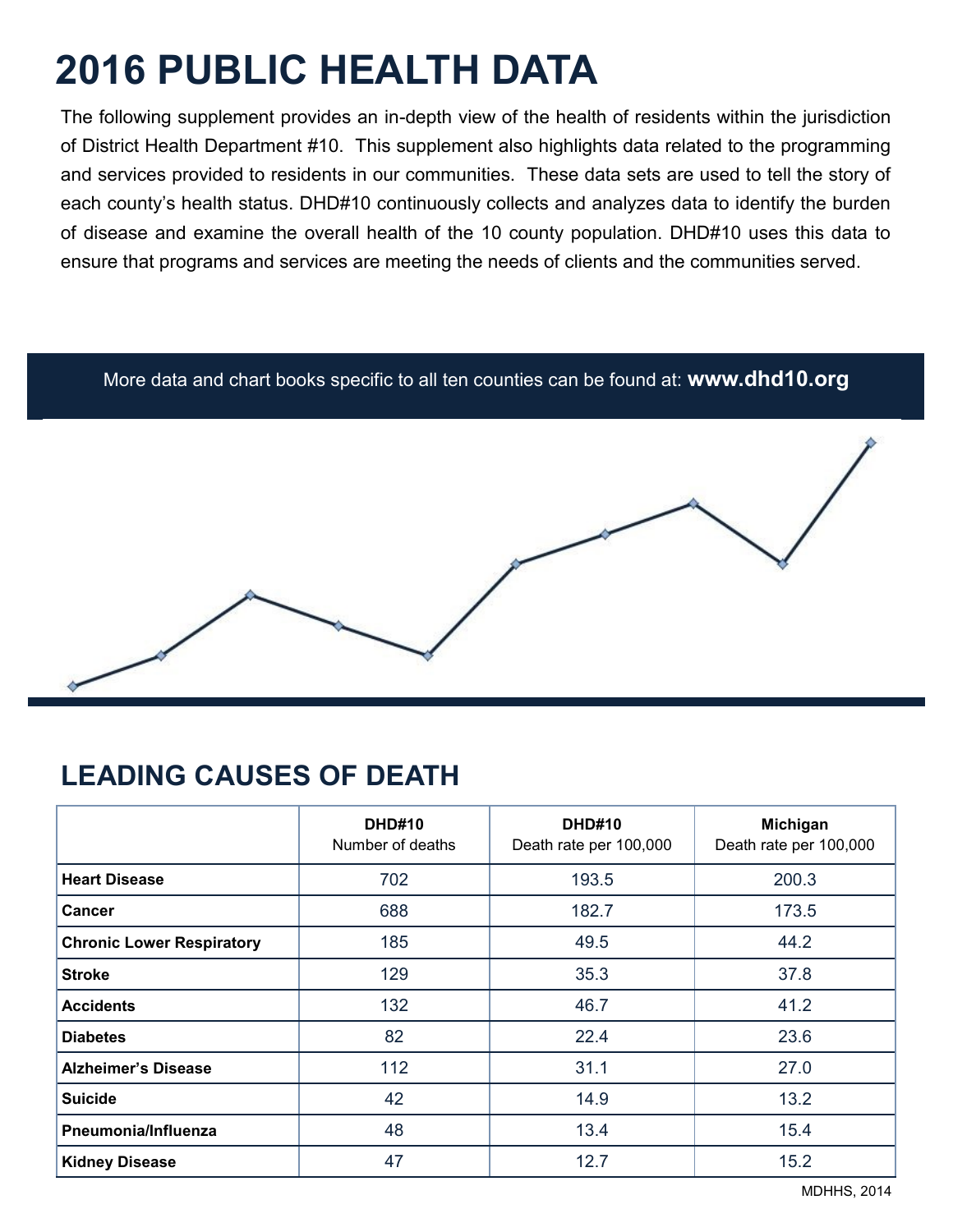# 2016 PUBLIC HEALTH DATA

The following supplement provides an in-depth view of the health of residents within the jurisdiction of District Health Department #10. This supplement also highlights data related to the programming and services provided to residents in our communities. These data sets are used to tell the story of each county's health status. DHD#10 continuously collects and analyzes data to identify the burden of disease and examine the overall health of the 10 county population. DHD#10 uses this data to ensure that programs and services are meeting the needs of clients and the communities served.

More data and chart books specific to all ten counties can be found at: **www.dhd10.org**

## LEADING CAUSES OF DEATH

| | DHD#10 Number of deaths | DHD#10 Death rate per 100,000 | Michigan Death rate per 100,000 |
|---|---|---|---|
| **Heart Disease** | 702 | 193.5 | 200.3 |
| **Cancer** | 688 | 182.7 | 173.5 |
| **Chronic Lower Respiratory** | 185 | 49.5 | 44.2 |
| **Stroke** | 129 | 35.3 | 37.8 |
| **Accidents** | 132 | 46.7 | 41.2 |
| **Diabetes** | 82 | 22.4 | 23.6 |
| **Alzheimer's Disease** | 112 | 31.1 | 27.0 |
| **Suicide** | 42 | 14.9 | 13.2 |
| **Pneumonia/Influenza** | 48 | 13.4 | 15.4 |
| **Kidney Disease** | 47 | 12.7 | 15.2 |

MDHHS, 2014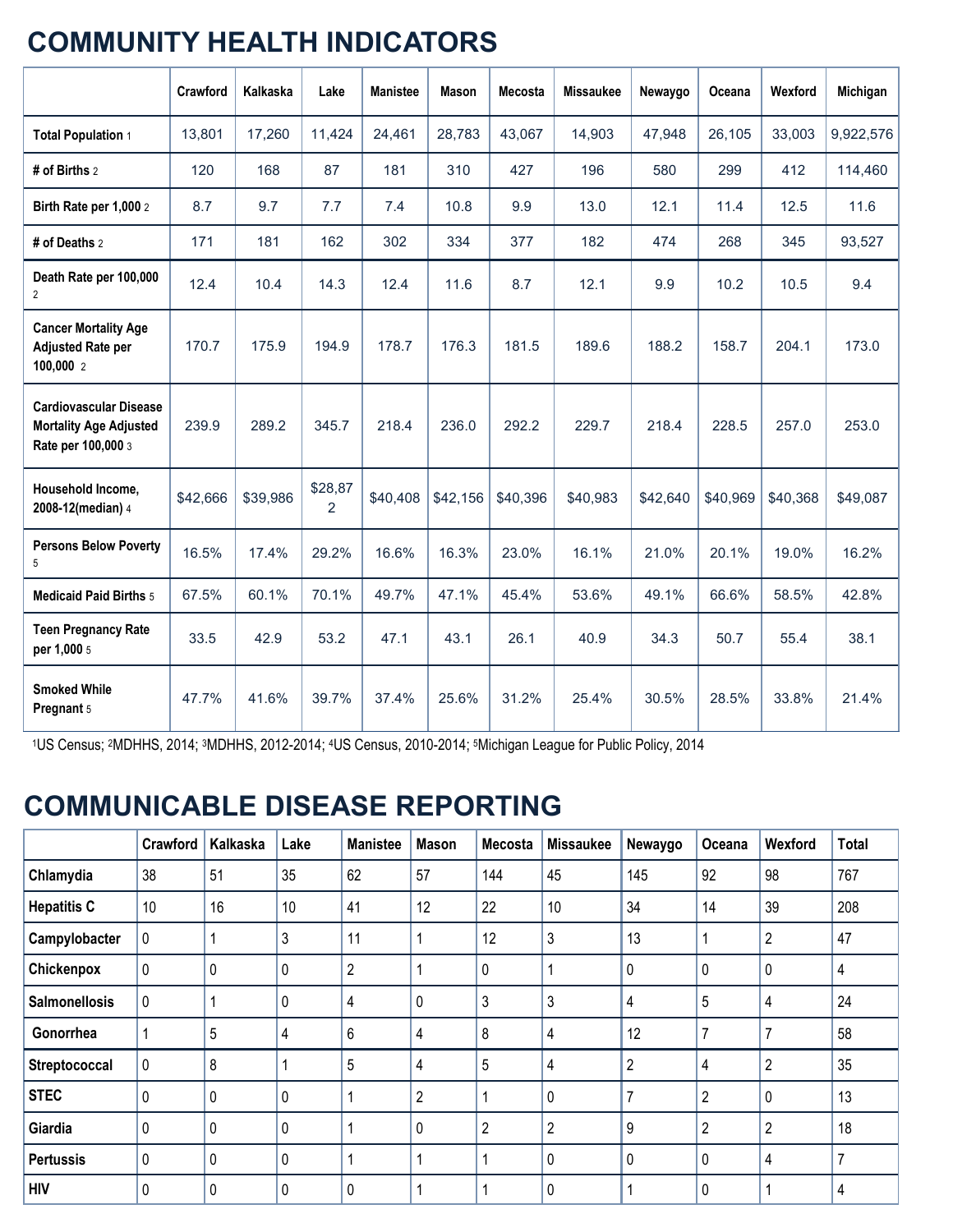# COMMUNITY HEALTH INDICATORS

| | Crawford | Kalkaska | Lake | Manistee | Mason | Mecosta | Missaukee | Newaygo | Oceana | Wexford | Michigan |
|---|---|---|---|---|---|---|---|---|---|---|---|
| **Total Population** 1 | 13,801 | 17,260 | 11,424 | 24,461 | 28,783 | 43,067 | 14,903 | 47,948 | 26,105 | 33,003 | 9,922,576 |
| **# of Births** 2 | 120 | 168 | 87 | 181 | 310 | 427 | 196 | 580 | 299 | 412 | 114,460 |
| **Birth Rate per 1,000** 2 | 8.7 | 9.7 | 7.7 | 7.4 | 10.8 | 9.9 | 13.0 | 12.1 | 11.4 | 12.5 | 11.6 |
| **# of Deaths** 2 | 171 | 181 | 162 | 302 | 334 | 377 | 182 | 474 | 268 | 345 | 93,527 |
| **Death Rate per 100,000** 2 | 12.4 | 10.4 | 14.3 | 12.4 | 11.6 | 8.7 | 12.1 | 9.9 | 10.2 | 10.5 | 9.4 |
| **Cancer Mortality Age Adjusted Rate per 100,000** 2 | 170.7 | 175.9 | 194.9 | 178.7 | 176.3 | 181.5 | 189.6 | 188.2 | 158.7 | 204.1 | 173.0 |
| **Cardiovascular Disease Mortality Age Adjusted Rate per 100,000** 3 | 239.9 | 289.2 | 345.7 | 218.4 | 236.0 | 292.2 | 229.7 | 218.4 | 228.5 | 257.0 | 253.0 |
| **Household Income, 2008-12(median)** 4 | $42,666 | $39,986 | $28,872 | $40,408 | $42,156 | $40,396 | $40,983 | $42,640 | $40,969 | $40,368 | $49,087 |
| **Persons Below Poverty** 5 | 16.5% | 17.4% | 29.2% | 16.6% | 16.3% | 23.0% | 16.1% | 21.0% | 20.1% | 19.0% | 16.2% |
| **Medicaid Paid Births** 5 | 67.5% | 60.1% | 70.1% | 49.7% | 47.1% | 45.4% | 53.6% | 49.1% | 66.6% | 58.5% | 42.8% |
| **Teen Pregnancy Rate per 1,000** 5 | 33.5 | 42.9 | 53.2 | 47.1 | 43.1 | 26.1 | 40.9 | 34.3 | 50.7 | 55.4 | 38.1 |
| **Smoked While Pregnant** 5 | 47.7% | 41.6% | 39.7% | 37.4% | 25.6% | 31.2% | 25.4% | 30.5% | 28.5% | 33.8% | 21.4% |

[1]US Census; [2]MDHHS, 2014; [3]MDHHS, 2012-2014; [4]US Census, 2010-2014; [5]Michigan League for Public Policy, 2014

# COMMUNICABLE DISEASE REPORTING

| | Crawford | Kalkaska | Lake | Manistee | Mason | Mecosta | Missaukee | Newaygo | Oceana | Wexford | Total |
|---|---|---|---|---|---|---|---|---|---|---|---|
| **Chlamydia** | 38 | 51 | 35 | 62 | 57 | 144 | 45 | 145 | 92 | 98 | 767 |
| **Hepatitis C** | 10 | 16 | 10 | 41 | 12 | 22 | 10 | 34 | 14 | 39 | 208 |
| **Campylobacter** | 0 | 1 | 3 | 11 | 1 | 12 | 3 | 13 | 1 | 2 | 47 |
| **Chickenpox** | 0 | 0 | 0 | 2 | 1 | 0 | 1 | 0 | 0 | 0 | 4 |
| **Salmonellosis** | 0 | 1 | 0 | 4 | 0 | 3 | 3 | 4 | 5 | 4 | 24 |
| **Gonorrhea** | 1 | 5 | 4 | 6 | 4 | 8 | 4 | 12 | 7 | 7 | 58 |
| **Streptococcal** | 0 | 8 | 1 | 5 | 4 | 5 | 4 | 2 | 4 | 2 | 35 |
| **STEC** | 0 | 0 | 0 | 1 | 2 | 1 | 0 | 7 | 2 | 0 | 13 |
| **Giardia** | 0 | 0 | 0 | 1 | 0 | 2 | 2 | 9 | 2 | 2 | 18 |
| **Pertussis** | 0 | 0 | 0 | 1 | 1 | 1 | 0 | 0 | 0 | 4 | 7 |
| **HIV** | 0 | 0 | 0 | 0 | 1 | 1 | 0 | 1 | 0 | 1 | 4 |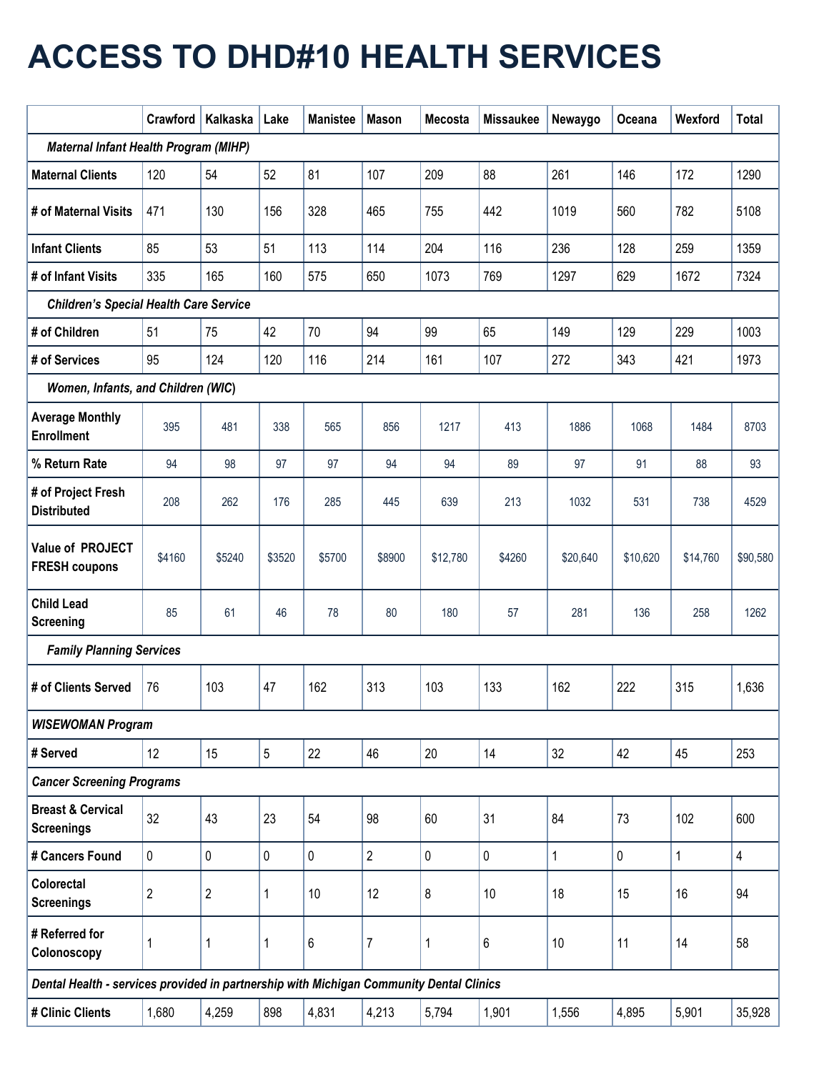# ACCESS TO DHD#10 HEALTH SERVICES

| | Crawford | Kalkaska | Lake | Manistee | Mason | Mecosta | Missaukee | Newaygo | Oceana | Wexford | Total |
|---|---|---|---|---|---|---|---|---|---|---|---|
| ***Maternal Infant Health Program (MIHP)*** | | | | | | | | | | | |
| **Maternal Clients** | 120 | 54 | 52 | 81 | 107 | 209 | 88 | 261 | 146 | 172 | 1290 |
| **# of Maternal Visits** | 471 | 130 | 156 | 328 | 465 | 755 | 442 | 1019 | 560 | 782 | 5108 |
| **Infant Clients** | 85 | 53 | 51 | 113 | 114 | 204 | 116 | 236 | 128 | 259 | 1359 |
| **# of Infant Visits** | 335 | 165 | 160 | 575 | 650 | 1073 | 769 | 1297 | 629 | 1672 | 7324 |
| ***Children's Special Health Care Service*** | | | | | | | | | | | |
| **# of Children** | 51 | 75 | 42 | 70 | 94 | 99 | 65 | 149 | 129 | 229 | 1003 |
| **# of Services** | 95 | 124 | 120 | 116 | 214 | 161 | 107 | 272 | 343 | 421 | 1973 |
| ***Women, Infants, and Children (WIC)*** | | | | | | | | | | | |
| **Average Monthly Enrollment** | 395 | 481 | 338 | 565 | 856 | 1217 | 413 | 1886 | 1068 | 1484 | 8703 |
| **% Return Rate** | 94 | 98 | 97 | 97 | 94 | 94 | 89 | 97 | 91 | 88 | 93 |
| **# of Project Fresh Distributed** | 208 | 262 | 176 | 285 | 445 | 639 | 213 | 1032 | 531 | 738 | 4529 |
| **Value of PROJECT FRESH coupons** | $4160 | $5240 | $3520 | $5700 | $8900 | $12,780 | $4260 | $20,640 | $10,620 | $14,760 | $90,580 |
| **Child Lead Screening** | 85 | 61 | 46 | 78 | 80 | 180 | 57 | 281 | 136 | 258 | 1262 |
| ***Family Planning Services*** | | | | | | | | | | | |
| **# of Clients Served** | 76 | 103 | 47 | 162 | 313 | 103 | 133 | 162 | 222 | 315 | 1,636 |
| ***WISEWOMAN Program*** | | | | | | | | | | | |
| **# Served** | 12 | 15 | 5 | 22 | 46 | 20 | 14 | 32 | 42 | 45 | 253 |
| ***Cancer Screening Programs*** | | | | | | | | | | | |
| **Breast & Cervical Screenings** | 32 | 43 | 23 | 54 | 98 | 60 | 31 | 84 | 73 | 102 | 600 |
| **# Cancers Found** | 0 | 0 | 0 | 0 | 2 | 0 | 0 | 1 | 0 | 1 | 4 |
| **Colorectal Screenings** | 2 | 2 | 1 | 10 | 12 | 8 | 10 | 18 | 15 | 16 | 94 |
| **# Referred for Colonoscopy** | 1 | 1 | 1 | 6 | 7 | 1 | 6 | 10 | 11 | 14 | 58 |
| ***Dental Health - services provided in partnership with Michigan Community Dental Clinics*** | | | | | | | | | | | |
| **# Clinic Clients** | 1,680 | 4,259 | 898 | 4,831 | 4,213 | 5,794 | 1,901 | 1,556 | 4,895 | 5,901 | 35,928 |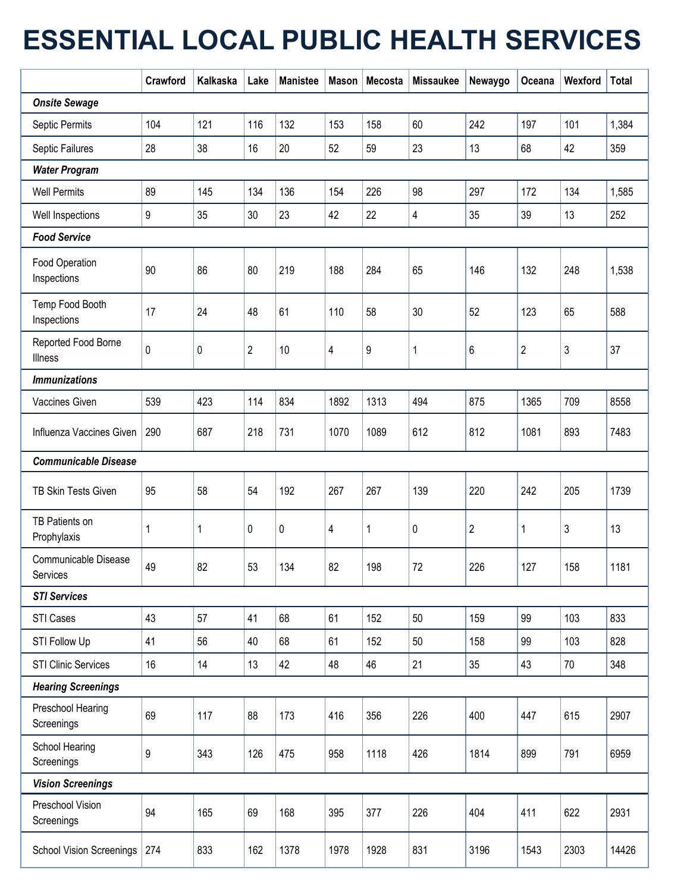# ESSENTIAL LOCAL PUBLIC HEALTH SERVICES

| | Crawford | Kalkaska | Lake | Manistee | Mason | Mecosta | Missaukee | Newaygo | Oceana | Wexford | Total |
|---|---|---|---|---|---|---|---|---|---|---|---|
| ***Onsite Sewage*** | | | | | | | | | | | |
| Septic Permits | 104 | 121 | 116 | 132 | 153 | 158 | 60 | 242 | 197 | 101 | 1,384 |
| Septic Failures | 28 | 38 | 16 | 20 | 52 | 59 | 23 | 13 | 68 | 42 | 359 |
| ***Water Program*** | | | | | | | | | | | |
| Well Permits | 89 | 145 | 134 | 136 | 154 | 226 | 98 | 297 | 172 | 134 | 1,585 |
| Well Inspections | 9 | 35 | 30 | 23 | 42 | 22 | 4 | 35 | 39 | 13 | 252 |
| ***Food Service*** | | | | | | | | | | | |
| Food Operation Inspections | 90 | 86 | 80 | 219 | 188 | 284 | 65 | 146 | 132 | 248 | 1,538 |
| Temp Food Booth Inspections | 17 | 24 | 48 | 61 | 110 | 58 | 30 | 52 | 123 | 65 | 588 |
| Reported Food Borne Illness | 0 | 0 | 2 | 10 | 4 | 9 | 1 | 6 | 2 | 3 | 37 |
| ***Immunizations*** | | | | | | | | | | | |
| Vaccines Given | 539 | 423 | 114 | 834 | 1892 | 1313 | 494 | 875 | 1365 | 709 | 8558 |
| Influenza Vaccines Given | 290 | 687 | 218 | 731 | 1070 | 1089 | 612 | 812 | 1081 | 893 | 7483 |
| ***Communicable Disease*** | | | | | | | | | | | |
| TB Skin Tests Given | 95 | 58 | 54 | 192 | 267 | 267 | 139 | 220 | 242 | 205 | 1739 |
| TB Patients on Prophylaxis | 1 | 1 | 0 | 0 | 4 | 1 | 0 | 2 | 1 | 3 | 13 |
| Communicable Disease Services | 49 | 82 | 53 | 134 | 82 | 198 | 72 | 226 | 127 | 158 | 1181 |
| ***STI Services*** | | | | | | | | | | | |
| STI Cases | 43 | 57 | 41 | 68 | 61 | 152 | 50 | 159 | 99 | 103 | 833 |
| STI Follow Up | 41 | 56 | 40 | 68 | 61 | 152 | 50 | 158 | 99 | 103 | 828 |
| STI Clinic Services | 16 | 14 | 13 | 42 | 48 | 46 | 21 | 35 | 43 | 70 | 348 |
| ***Hearing Screenings*** | | | | | | | | | | | |
| Preschool Hearing Screenings | 69 | 117 | 88 | 173 | 416 | 356 | 226 | 400 | 447 | 615 | 2907 |
| School Hearing Screenings | 9 | 343 | 126 | 475 | 958 | 1118 | 426 | 1814 | 899 | 791 | 6959 |
| ***Vision Screenings*** | | | | | | | | | | | |
| Preschool Vision Screenings | 94 | 165 | 69 | 168 | 395 | 377 | 226 | 404 | 411 | 622 | 2931 |
| School Vision Screenings | 274 | 833 | 162 | 1378 | 1978 | 1928 | 831 | 3196 | 1543 | 2303 | 14426 |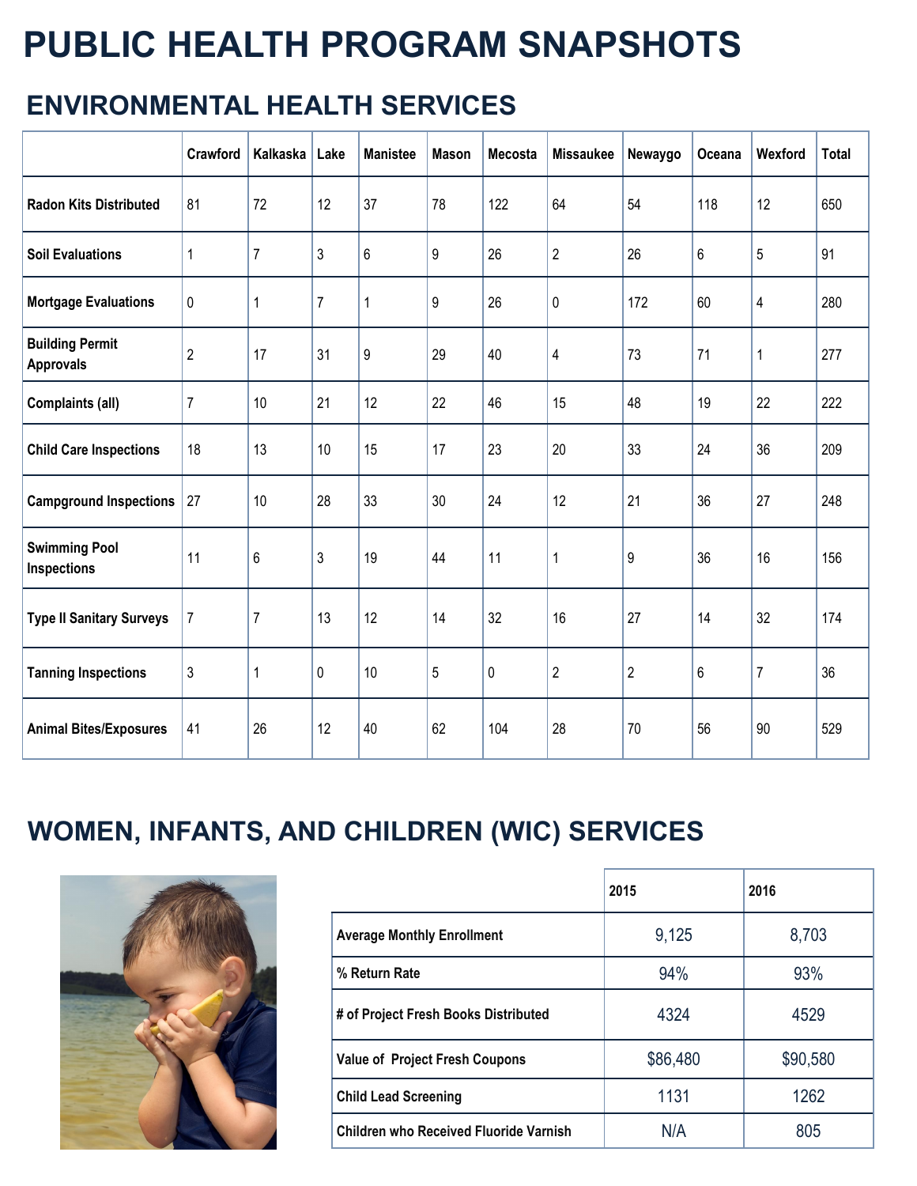# PUBLIC HEALTH PROGRAM SNAPSHOTS

## ENVIRONMENTAL HEALTH SERVICES

| | Crawford | Kalkaska | Lake | Manistee | Mason | Mecosta | Missaukee | Newaygo | Oceana | Wexford | Total |
|---|---|---|---|---|---|---|---|---|---|---|---|
| Radon Kits Distributed | 81 | 72 | 12 | 37 | 78 | 122 | 64 | 54 | 118 | 12 | 650 |
| Soil Evaluations | 1 | 7 | 3 | 6 | 9 | 26 | 2 | 26 | 6 | 5 | 91 |
| Mortgage Evaluations | 0 | 1 | 7 | 1 | 9 | 26 | 0 | 172 | 60 | 4 | 280 |
| Building Permit Approvals | 2 | 17 | 31 | 9 | 29 | 40 | 4 | 73 | 71 | 1 | 277 |
| Complaints (all) | 7 | 10 | 21 | 12 | 22 | 46 | 15 | 48 | 19 | 22 | 222 |
| Child Care Inspections | 18 | 13 | 10 | 15 | 17 | 23 | 20 | 33 | 24 | 36 | 209 |
| Campground Inspections | 27 | 10 | 28 | 33 | 30 | 24 | 12 | 21 | 36 | 27 | 248 |
| Swimming Pool Inspections | 11 | 6 | 3 | 19 | 44 | 11 | 1 | 9 | 36 | 16 | 156 |
| Type II Sanitary Surveys | 7 | 7 | 13 | 12 | 14 | 32 | 16 | 27 | 14 | 32 | 174 |
| Tanning Inspections | 3 | 1 | 0 | 10 | 5 | 0 | 2 | 2 | 6 | 7 | 36 |
| Animal Bites/Exposures | 41 | 26 | 12 | 40 | 62 | 104 | 28 | 70 | 56 | 90 | 529 |

## WOMEN, INFANTS, AND CHILDREN (WIC) SERVICES

| | 2015 | 2016 |
|---|---|---|
| Average Monthly Enrollment | 9,125 | 8,703 |
| % Return Rate | 94% | 93% |
| # of Project Fresh Books Distributed | 4324 | 4529 |
| Value of Project Fresh Coupons | $86,480 | $90,580 |
| Child Lead Screening | 1131 | 1262 |
| Children who Received Fluoride Varnish | N/A | 805 |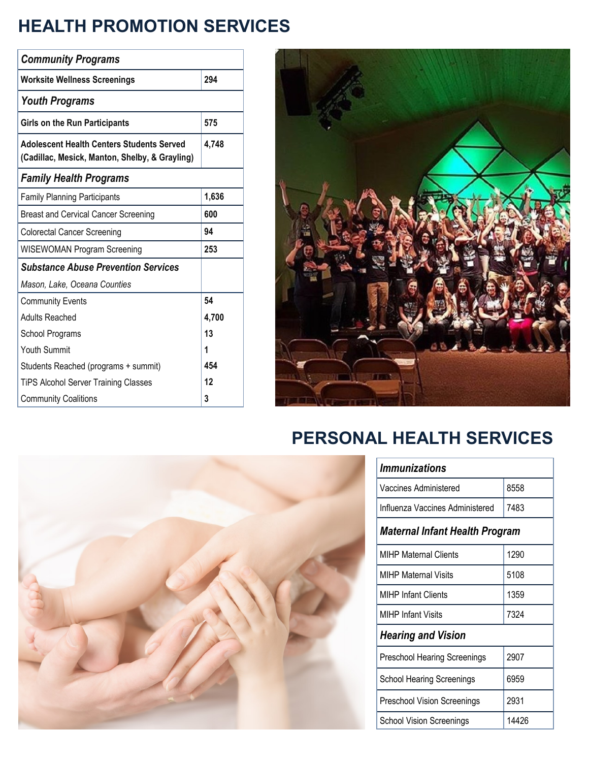# HEALTH PROMOTION SERVICES

| ***Community Programs*** | |
|---|---|
| **Worksite Wellness Screenings** | **294** |
| ***Youth Programs*** | |
| **Girls on the Run Participants** | **575** |
| **Adolescent Health Centers Students Served (Cadillac, Mesick, Manton, Shelby, & Grayling)** | **4,748** |
| ***Family Health Programs*** | |
| Family Planning Participants | **1,636** |
| Breast and Cervical Cancer Screening | **600** |
| Colorectal Cancer Screening | **94** |
| WISEWOMAN Program Screening | **253** |
| ***Substance Abuse Prevention Services*** *Mason, Lake, Oceana Counties* | |
| Community Events | **54** |
| Adults Reached | **4,700** |
| School Programs | **13** |
| Youth Summit | **1** |
| Students Reached (programs + summit) | **454** |
| TiPS Alcohol Server Training Classes | **12** |
| Community Coalitions | **3** |

# PERSONAL HEALTH SERVICES

| ***Immunizations*** | |
|---|---|
| Vaccines Administered | 8558 |
| Influenza Vaccines Administered | 7483 |
| ***Maternal Infant Health Program*** | |
| MIHP Maternal Clients | 1290 |
| MIHP Maternal Visits | 5108 |
| MIHP Infant Clients | 1359 |
| MIHP Infant Visits | 7324 |
| ***Hearing and Vision*** | |
| Preschool Hearing Screenings | 2907 |
| School Hearing Screenings | 6959 |
| Preschool Vision Screenings | 2931 |
| School Vision Screenings | 14426 |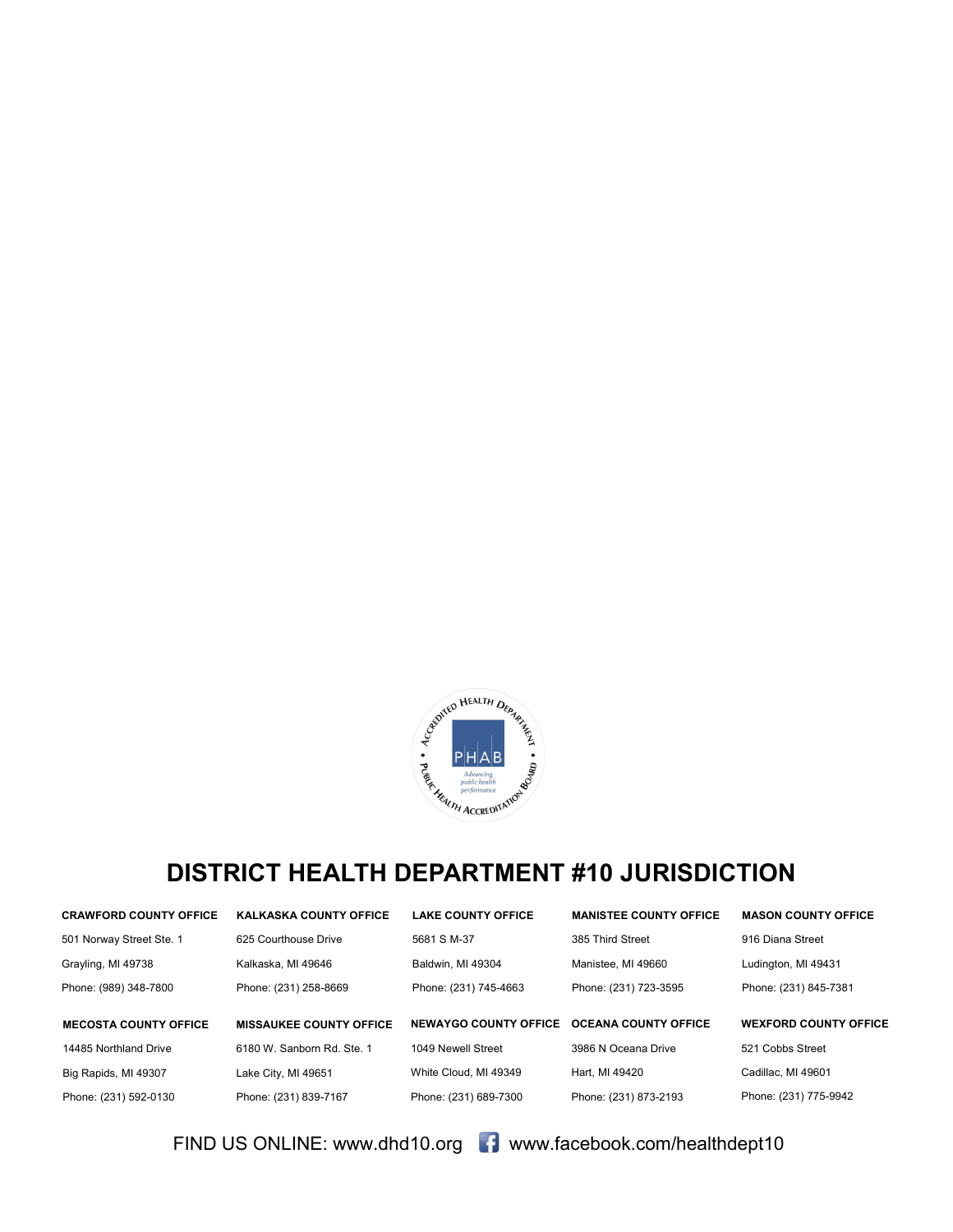## DISTRICT HEALTH DEPARTMENT #10 JURISDICTION

**CRAWFORD COUNTY OFFICE**
501 Norway Street Ste. 1
Grayling, MI 49738
Phone: (989) 348-7800

**KALKASKA COUNTY OFFICE**
625 Courthouse Drive
Kalkaska, MI 49646
Phone: (231) 258-8669

**LAKE COUNTY OFFICE**
5681 S M-37
Baldwin, MI 49304
Phone: (231) 745-4663

**MANISTEE COUNTY OFFICE**
385 Third Street
Manistee, MI 49660
Phone: (231) 723-3595

**MASON COUNTY OFFICE**
916 Diana Street
Ludington, MI 49431
Phone: (231) 845-7381

**MECOSTA COUNTY OFFICE**
14485 Northland Drive
Big Rapids, MI 49307
Phone: (231) 592-0130

**MISSAUKEE COUNTY OFFICE**
6180 W. Sanborn Rd. Ste. 1
Lake City, MI 49651
Phone: (231) 839-7167

**NEWAYGO COUNTY OFFICE**
1049 Newell Street
White Cloud, MI 49349
Phone: (231) 689-7300

**OCEANA COUNTY OFFICE**
3986 N Oceana Drive
Hart, MI 49420
Phone: (231) 873-2193

**WEXFORD COUNTY OFFICE**
521 Cobbs Street
Cadillac, MI 49601
Phone: (231) 775-9942

FIND US ONLINE: www.dhd10.org www.facebook.com/healthdept10